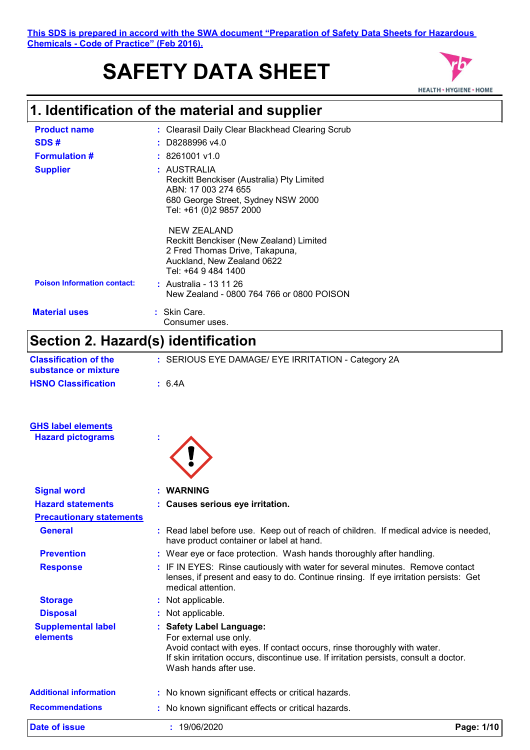This SDS is prepared in accord with the SWA document "Preparation of Safety Data Sheets for Hazardous Chemicals - Code of Practice" (Feb 2016).

# SAFETY DATA SHEET

## 1. Identification of the material and supplier

**Product name** : Clearasil Daily Clear Blackhead Clearing Scrub

**SDS #** : D8288996 v4.0

**Formulation #** : 8261001 v1.0

**Supplier** : AUSTRALIA
Reckitt Benckiser (Australia) Pty Limited
ABN: 17 003 274 655
680 George Street, Sydney NSW 2000
Tel: +61 (0)2 9857 2000

NEW ZEALAND
Reckitt Benckiser (New Zealand) Limited
2 Fred Thomas Drive, Takapuna,
Auckland, New Zealand 0622
Tel: +64 9 484 1400

**Poison Information contact:** : Australia - 13 11 26
New Zealand - 0800 764 766 or 0800 POISON

**Material uses** : Skin Care.
Consumer uses.

## Section 2. Hazard(s) identification

**Classification of the substance or mixture** : SERIOUS EYE DAMAGE/ EYE IRRITATION - Category 2A

**HSNO Classification** : 6.4A

**GHS label elements**

**Hazard pictograms** :

**Signal word** : **WARNING**

**Hazard statements** : **Causes serious eye irritation.**

**Precautionary statements**

**General** : Read label before use. Keep out of reach of children. If medical advice is needed, have product container or label at hand.

**Prevention** : Wear eye or face protection. Wash hands thoroughly after handling.

**Response** : IF IN EYES: Rinse cautiously with water for several minutes. Remove contact lenses, if present and easy to do. Continue rinsing. If eye irritation persists: Get medical attention.

**Storage** : Not applicable.

**Disposal** : Not applicable.

**Supplemental label elements** : **Safety Label Language:**
For external use only.
Avoid contact with eyes. If contact occurs, rinse thoroughly with water.
If skin irritation occurs, discontinue use. If irritation persists, consult a doctor.
Wash hands after use.

**Additional information** : No known significant effects or critical hazards.

**Recommendations** : No known significant effects or critical hazards.

**Date of issue** : 19/06/2020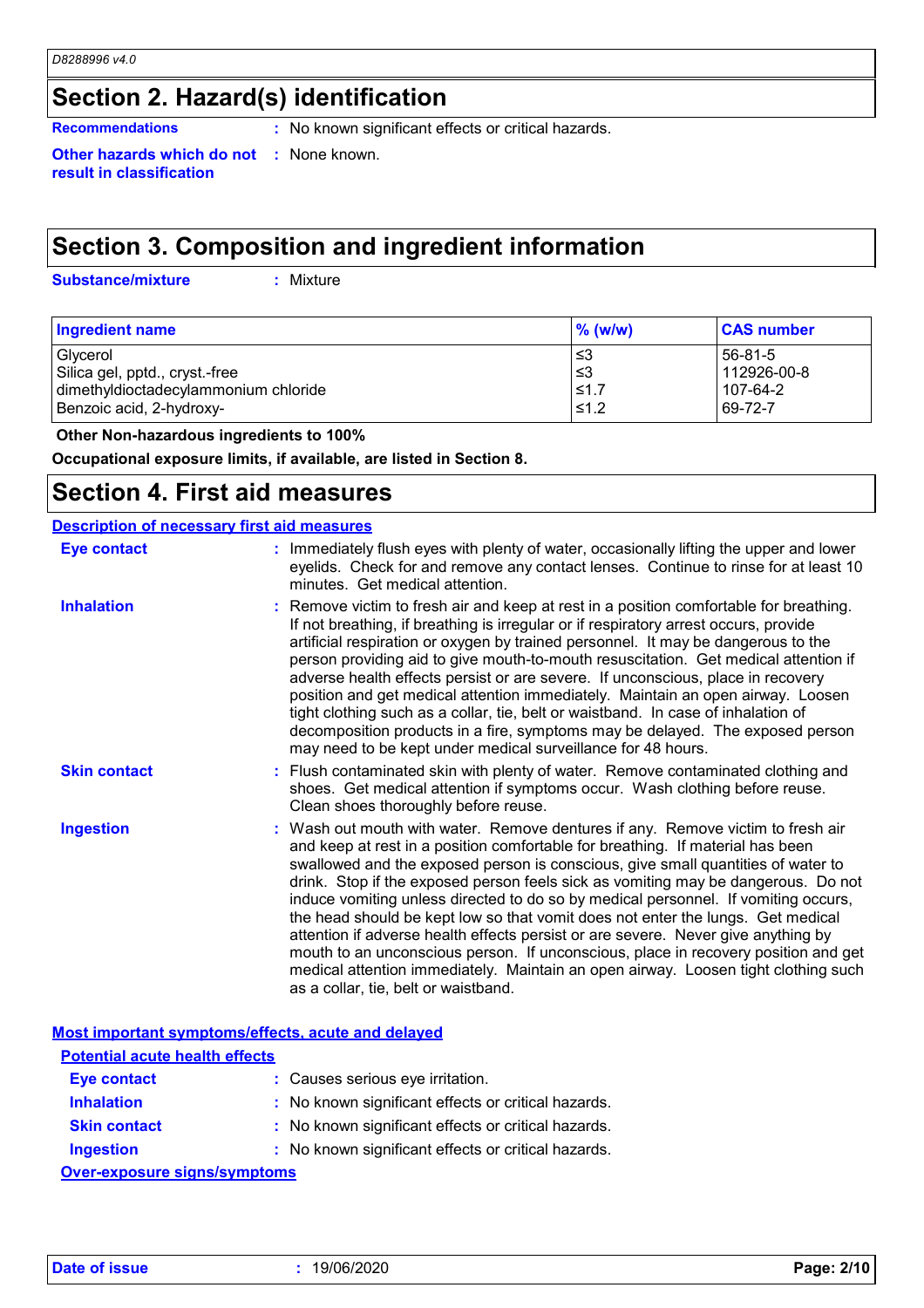## Section 2. Hazard(s) identification

**Recommendations** : No known significant effects or critical hazards.

**Other hazards which do not result in classification** : None known.

## Section 3. Composition and ingredient information

**Substance/mixture** : Mixture

| Ingredient name | % (w/w) | CAS number |
| --- | --- | --- |
| Glycerol | ≤3 | 56-81-5 |
| Silica gel, pptd., cryst.-free | ≤3 | 112926-00-8 |
| dimethyldioctadecylammonium chloride | ≤1.7 | 107-64-2 |
| Benzoic acid, 2-hydroxy- | ≤1.2 | 69-72-7 |

**Other Non-hazardous ingredients to 100%**

**Occupational exposure limits, if available, are listed in Section 8.**

## Section 4. First aid measures

### Description of necessary first aid measures

**Eye contact** : Immediately flush eyes with plenty of water, occasionally lifting the upper and lower eyelids. Check for and remove any contact lenses. Continue to rinse for at least 10 minutes. Get medical attention.

**Inhalation** : Remove victim to fresh air and keep at rest in a position comfortable for breathing. If not breathing, if breathing is irregular or if respiratory arrest occurs, provide artificial respiration or oxygen by trained personnel. It may be dangerous to the person providing aid to give mouth-to-mouth resuscitation. Get medical attention if adverse health effects persist or are severe. If unconscious, place in recovery position and get medical attention immediately. Maintain an open airway. Loosen tight clothing such as a collar, tie, belt or waistband. In case of inhalation of decomposition products in a fire, symptoms may be delayed. The exposed person may need to be kept under medical surveillance for 48 hours.

**Skin contact** : Flush contaminated skin with plenty of water. Remove contaminated clothing and shoes. Get medical attention if symptoms occur. Wash clothing before reuse. Clean shoes thoroughly before reuse.

**Ingestion** : Wash out mouth with water. Remove dentures if any. Remove victim to fresh air and keep at rest in a position comfortable for breathing. If material has been swallowed and the exposed person is conscious, give small quantities of water to drink. Stop if the exposed person feels sick as vomiting may be dangerous. Do not induce vomiting unless directed to do so by medical personnel. If vomiting occurs, the head should be kept low so that vomit does not enter the lungs. Get medical attention if adverse health effects persist or are severe. Never give anything by mouth to an unconscious person. If unconscious, place in recovery position and get medical attention immediately. Maintain an open airway. Loosen tight clothing such as a collar, tie, belt or waistband.

### Most important symptoms/effects, acute and delayed

#### Potential acute health effects

**Eye contact** : Causes serious eye irritation.

**Inhalation** : No known significant effects or critical hazards.

**Skin contact** : No known significant effects or critical hazards.

**Ingestion** : No known significant effects or critical hazards.

#### Over-exposure signs/symptoms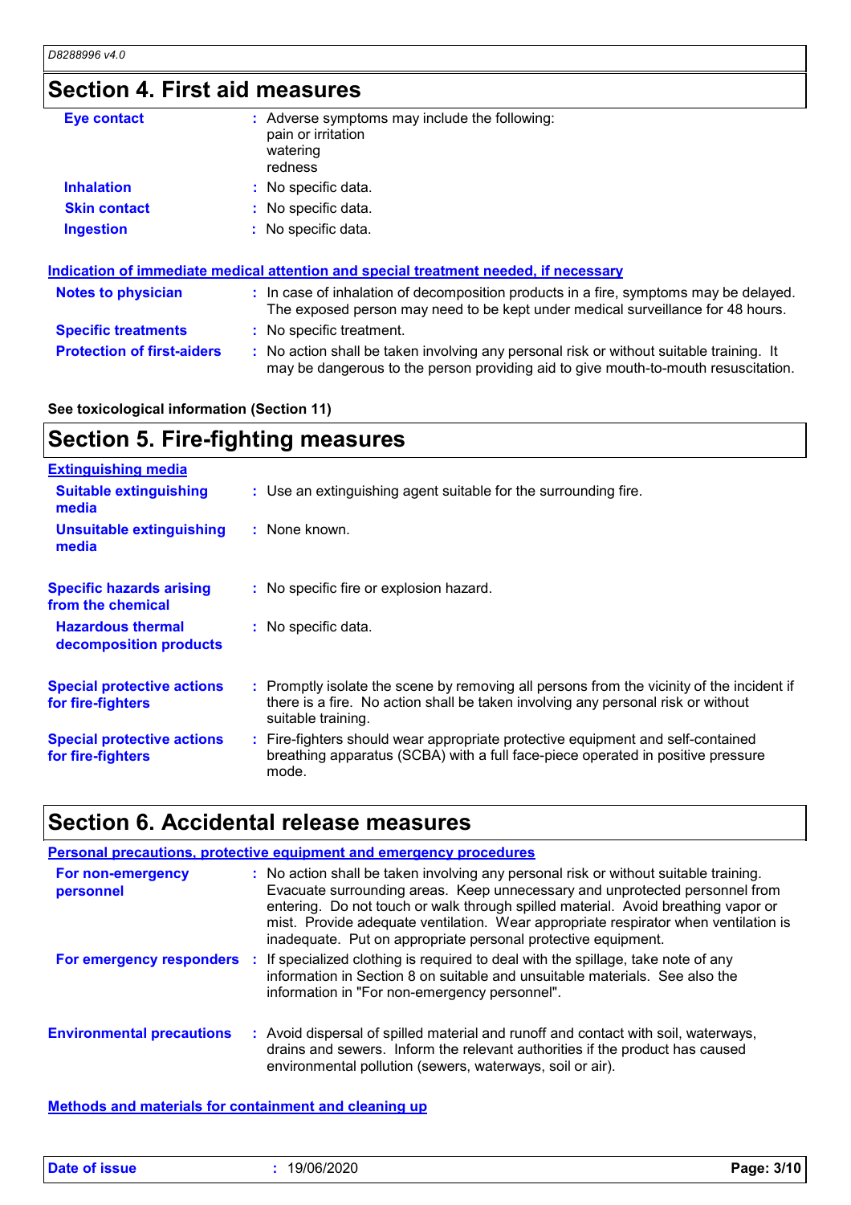## Section 4. First aid measures

| | |
|---|---|
| **Eye contact** | : Adverse symptoms may include the following:<br>pain or irritation<br>watering<br>redness |
| **Inhalation** | : No specific data. |
| **Skin contact** | : No specific data. |
| **Ingestion** | : No specific data. |

### Indication of immediate medical attention and special treatment needed, if necessary

| | |
|---|---|
| **Notes to physician** | : In case of inhalation of decomposition products in a fire, symptoms may be delayed. The exposed person may need to be kept under medical surveillance for 48 hours. |
| **Specific treatments** | : No specific treatment. |
| **Protection of first-aiders** | : No action shall be taken involving any personal risk or without suitable training. It may be dangerous to the person providing aid to give mouth-to-mouth resuscitation. |

**See toxicological information (Section 11)**

## Section 5. Fire-fighting measures

### Extinguishing media

| | |
|---|---|
| **Suitable extinguishing media** | : Use an extinguishing agent suitable for the surrounding fire. |
| **Unsuitable extinguishing media** | : None known. |
| **Specific hazards arising from the chemical** | : No specific fire or explosion hazard. |
| **Hazardous thermal decomposition products** | : No specific data. |
| **Special protective actions for fire-fighters** | : Promptly isolate the scene by removing all persons from the vicinity of the incident if there is a fire. No action shall be taken involving any personal risk or without suitable training. |
| **Special protective actions for fire-fighters** | : Fire-fighters should wear appropriate protective equipment and self-contained breathing apparatus (SCBA) with a full face-piece operated in positive pressure mode. |

## Section 6. Accidental release measures

### Personal precautions, protective equipment and emergency procedures

| | |
|---|---|
| **For non-emergency personnel** | : No action shall be taken involving any personal risk or without suitable training. Evacuate surrounding areas. Keep unnecessary and unprotected personnel from entering. Do not touch or walk through spilled material. Avoid breathing vapor or mist. Provide adequate ventilation. Wear appropriate respirator when ventilation is inadequate. Put on appropriate personal protective equipment. |
| **For emergency responders** | : If specialized clothing is required to deal with the spillage, take note of any information in Section 8 on suitable and unsuitable materials. See also the information in "For non-emergency personnel". |
| **Environmental precautions** | : Avoid dispersal of spilled material and runoff and contact with soil, waterways, drains and sewers. Inform the relevant authorities if the product has caused environmental pollution (sewers, waterways, soil or air). |

### Methods and materials for containment and cleaning up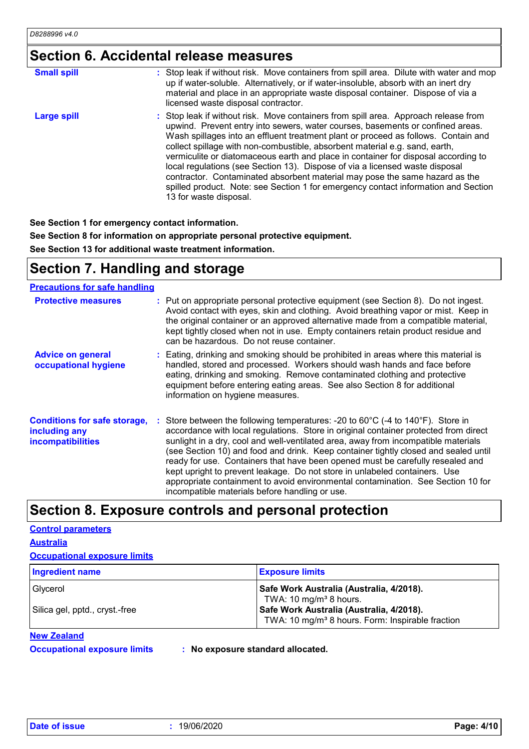## Section 6. Accidental release measures

**Small spill** : Stop leak if without risk. Move containers from spill area. Dilute with water and mop up if water-soluble. Alternatively, or if water-insoluble, absorb with an inert dry material and place in an appropriate waste disposal container. Dispose of via a licensed waste disposal contractor.

**Large spill** : Stop leak if without risk. Move containers from spill area. Approach release from upwind. Prevent entry into sewers, water courses, basements or confined areas. Wash spillages into an effluent treatment plant or proceed as follows. Contain and collect spillage with non-combustible, absorbent material e.g. sand, earth, vermiculite or diatomaceous earth and place in container for disposal according to local regulations (see Section 13). Dispose of via a licensed waste disposal contractor. Contaminated absorbent material may pose the same hazard as the spilled product. Note: see Section 1 for emergency contact information and Section 13 for waste disposal.

**See Section 1 for emergency contact information.**

**See Section 8 for information on appropriate personal protective equipment.**

**See Section 13 for additional waste treatment information.**

## Section 7. Handling and storage

### Precautions for safe handling

**Protective measures** : Put on appropriate personal protective equipment (see Section 8). Do not ingest. Avoid contact with eyes, skin and clothing. Avoid breathing vapor or mist. Keep in the original container or an approved alternative made from a compatible material, kept tightly closed when not in use. Empty containers retain product residue and can be hazardous. Do not reuse container.

**Advice on general occupational hygiene** : Eating, drinking and smoking should be prohibited in areas where this material is handled, stored and processed. Workers should wash hands and face before eating, drinking and smoking. Remove contaminated clothing and protective equipment before entering eating areas. See also Section 8 for additional information on hygiene measures.

**Conditions for safe storage, including any incompatibilities** : Store between the following temperatures: -20 to 60°C (-4 to 140°F). Store in accordance with local regulations. Store in original container protected from direct sunlight in a dry, cool and well-ventilated area, away from incompatible materials (see Section 10) and food and drink. Keep container tightly closed and sealed until ready for use. Containers that have been opened must be carefully resealed and kept upright to prevent leakage. Do not store in unlabeled containers. Use appropriate containment to avoid environmental contamination. See Section 10 for incompatible materials before handling or use.

## Section 8. Exposure controls and personal protection

### Control parameters

### Australia

### Occupational exposure limits

| Ingredient name | Exposure limits |
| --- | --- |
| Glycerol | **Safe Work Australia (Australia, 4/2018).** TWA: 10 mg/m³ 8 hours. |
| Silica gel, pptd., cryst.-free | **Safe Work Australia (Australia, 4/2018).** TWA: 10 mg/m³ 8 hours. Form: Inspirable fraction |

### New Zealand

**Occupational exposure limits** : **No exposure standard allocated.**

**Date of issue** : 19/06/2020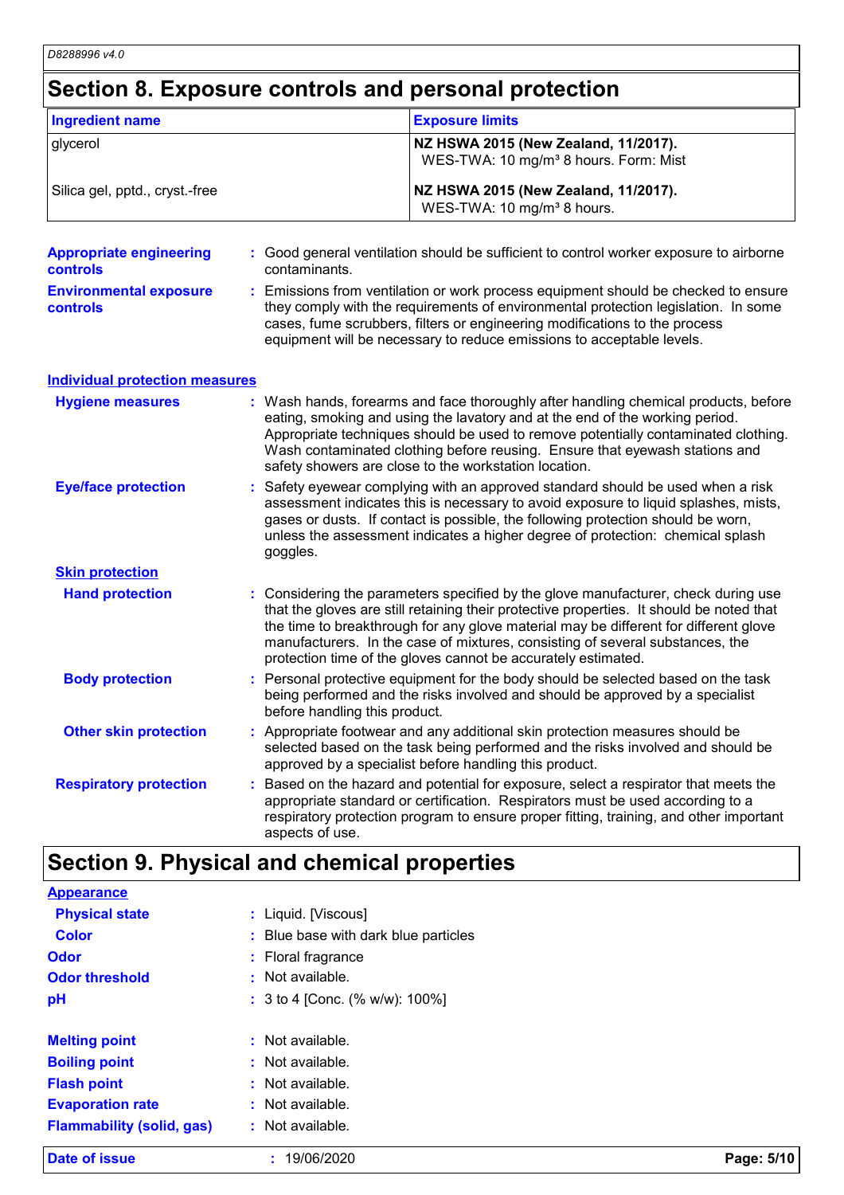## Section 8. Exposure controls and personal protection

| Ingredient name | Exposure limits |
|---|---|
| glycerol | **NZ HSWA 2015 (New Zealand, 11/2017).** WES-TWA: 10 mg/m³ 8 hours. Form: Mist |
| Silica gel, pptd., cryst.-free | **NZ HSWA 2015 (New Zealand, 11/2017).** WES-TWA: 10 mg/m³ 8 hours. |

**Appropriate engineering controls** : Good general ventilation should be sufficient to control worker exposure to airborne contaminants.

**Environmental exposure controls** : Emissions from ventilation or work process equipment should be checked to ensure they comply with the requirements of environmental protection legislation. In some cases, fume scrubbers, filters or engineering modifications to the process equipment will be necessary to reduce emissions to acceptable levels.

### Individual protection measures

**Hygiene measures** : Wash hands, forearms and face thoroughly after handling chemical products, before eating, smoking and using the lavatory and at the end of the working period. Appropriate techniques should be used to remove potentially contaminated clothing. Wash contaminated clothing before reusing. Ensure that eyewash stations and safety showers are close to the workstation location.

**Eye/face protection** : Safety eyewear complying with an approved standard should be used when a risk assessment indicates this is necessary to avoid exposure to liquid splashes, mists, gases or dusts. If contact is possible, the following protection should be worn, unless the assessment indicates a higher degree of protection: chemical splash goggles.

**Skin protection**

**Hand protection** : Considering the parameters specified by the glove manufacturer, check during use that the gloves are still retaining their protective properties. It should be noted that the time to breakthrough for any glove material may be different for different glove manufacturers. In the case of mixtures, consisting of several substances, the protection time of the gloves cannot be accurately estimated.

**Body protection** : Personal protective equipment for the body should be selected based on the task being performed and the risks involved and should be approved by a specialist before handling this product.

**Other skin protection** : Appropriate footwear and any additional skin protection measures should be selected based on the task being performed and the risks involved and should be approved by a specialist before handling this product.

**Respiratory protection** : Based on the hazard and potential for exposure, select a respirator that meets the appropriate standard or certification. Respirators must be used according to a respiratory protection program to ensure proper fitting, training, and other important aspects of use.

## Section 9. Physical and chemical properties

**Appearance**

**Physical state** : Liquid. [Viscous]

**Color** : Blue base with dark blue particles

**Odor** : Floral fragrance

**Odor threshold** : Not available.

**pH** : 3 to 4 [Conc. (% w/w): 100%]

**Melting point** : Not available.

**Boiling point** : Not available.

**Flash point** : Not available.

**Evaporation rate** : Not available.

**Flammability (solid, gas)** : Not available.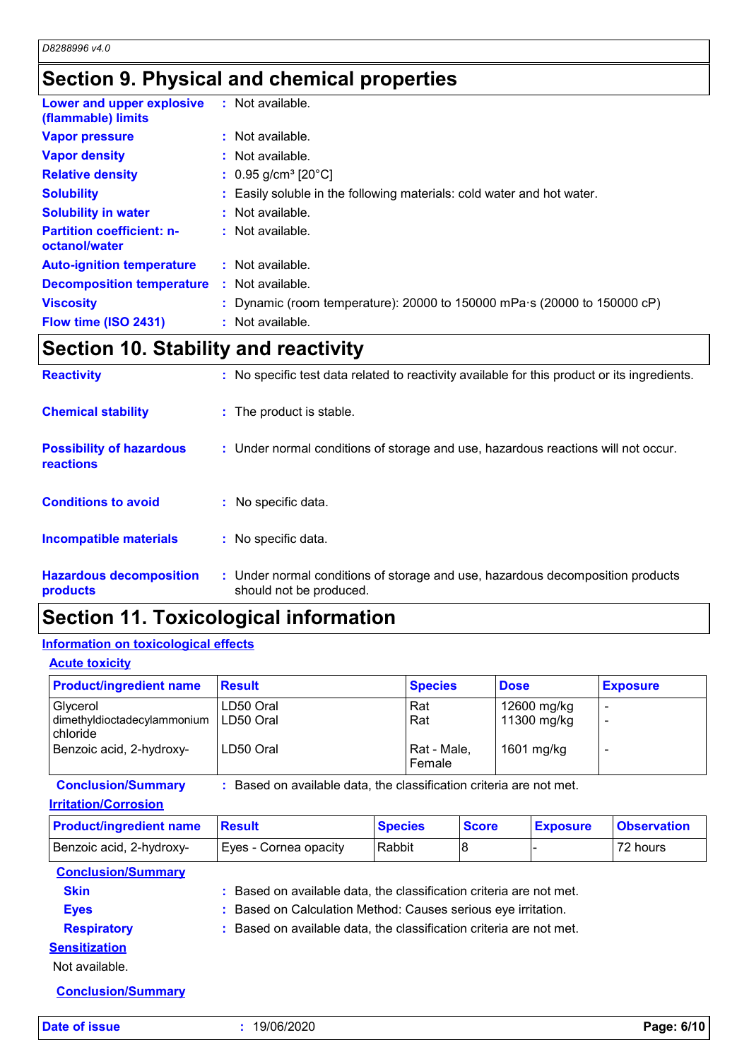## Section 9. Physical and chemical properties

| | | |
|---|---|---|
| **Lower and upper explosive (flammable) limits** | : | Not available. |
| **Vapor pressure** | : | Not available. |
| **Vapor density** | : | Not available. |
| **Relative density** | : | 0.95 g/cm³ [20°C] |
| **Solubility** | : | Easily soluble in the following materials: cold water and hot water. |
| **Solubility in water** | : | Not available. |
| **Partition coefficient: n-octanol/water** | : | Not available. |
| **Auto-ignition temperature** | : | Not available. |
| **Decomposition temperature** | : | Not available. |
| **Viscosity** | : | Dynamic (room temperature): 20000 to 150000 mPa·s (20000 to 150000 cP) |
| **Flow time (ISO 2431)** | : | Not available. |

## Section 10. Stability and reactivity

**Reactivity** : No specific test data related to reactivity available for this product or its ingredients.

**Chemical stability** : The product is stable.

**Possibility of hazardous reactions** : Under normal conditions of storage and use, hazardous reactions will not occur.

**Conditions to avoid** : No specific data.

**Incompatible materials** : No specific data.

**Hazardous decomposition products** : Under normal conditions of storage and use, hazardous decomposition products should not be produced.

## Section 11. Toxicological information

### Information on toxicological effects

#### Acute toxicity

| Product/ingredient name | Result | Species | Dose | Exposure |
|---|---|---|---|---|
| Glycerol | LD50 Oral | Rat | 12600 mg/kg | - |
| dimethyldioctadecylammonium chloride | LD50 Oral | Rat | 11300 mg/kg | - |
| Benzoic acid, 2-hydroxy- | LD50 Oral | Rat - Male, Female | 1601 mg/kg | - |

**Conclusion/Summary** : Based on available data, the classification criteria are not met.

#### Irritation/Corrosion

| Product/ingredient name | Result | Species | Score | Exposure | Observation |
|---|---|---|---|---|---|
| Benzoic acid, 2-hydroxy- | Eyes - Cornea opacity | Rabbit | 8 | - | 72 hours |

**Conclusion/Summary**

**Skin** : Based on available data, the classification criteria are not met.

**Eyes** : Based on Calculation Method: Causes serious eye irritation.

**Respiratory** : Based on available data, the classification criteria are not met.

#### Sensitization

Not available.

**Conclusion/Summary**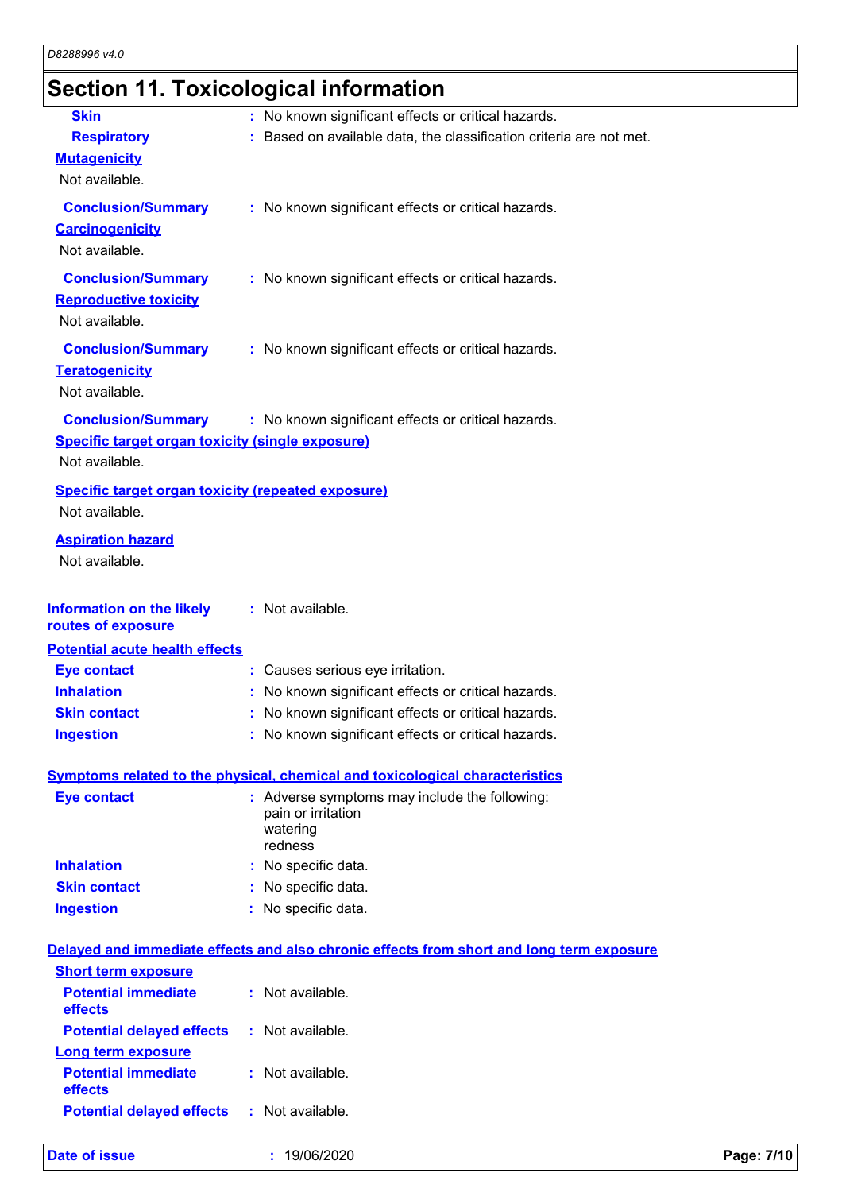## Section 11. Toxicological information

**Skin** : No known significant effects or critical hazards.

**Respiratory** : Based on available data, the classification criteria are not met.

**Mutagenicity**

Not available.

**Conclusion/Summary** : No known significant effects or critical hazards.

**Carcinogenicity**

Not available.

**Conclusion/Summary** : No known significant effects or critical hazards.

**Reproductive toxicity**

Not available.

**Conclusion/Summary** : No known significant effects or critical hazards.

**Teratogenicity**

Not available.

**Conclusion/Summary** : No known significant effects or critical hazards.

**Specific target organ toxicity (single exposure)**

Not available.

**Specific target organ toxicity (repeated exposure)**

Not available.

**Aspiration hazard**

Not available.

**Information on the likely routes of exposure** : Not available.

**Potential acute health effects**

**Eye contact** : Causes serious eye irritation.

**Inhalation** : No known significant effects or critical hazards.

**Skin contact** : No known significant effects or critical hazards.

**Ingestion** : No known significant effects or critical hazards.

**Symptoms related to the physical, chemical and toxicological characteristics**

**Eye contact** : Adverse symptoms may include the following:
pain or irritation
watering
redness

**Inhalation** : No specific data.

**Skin contact** : No specific data.

**Ingestion** : No specific data.

**Delayed and immediate effects and also chronic effects from short and long term exposure**

**Short term exposure**

**Potential immediate effects** : Not available.

**Potential delayed effects** : Not available.

**Long term exposure**

**Potential immediate effects** : Not available.

**Potential delayed effects** : Not available.

**Date of issue** : 19/06/2020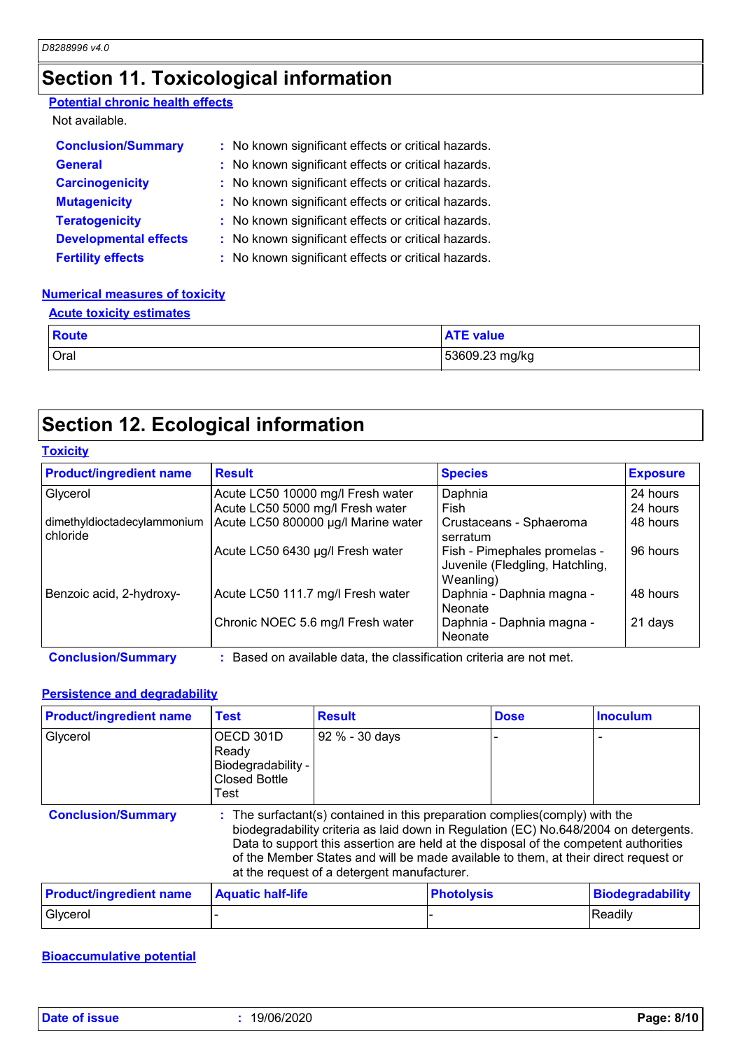## Section 11. Toxicological information

**Potential chronic health effects**

Not available.

| | |
|---|---|
| **Conclusion/Summary** | : No known significant effects or critical hazards. |
| **General** | : No known significant effects or critical hazards. |
| **Carcinogenicity** | : No known significant effects or critical hazards. |
| **Mutagenicity** | : No known significant effects or critical hazards. |
| **Teratogenicity** | : No known significant effects or critical hazards. |
| **Developmental effects** | : No known significant effects or critical hazards. |
| **Fertility effects** | : No known significant effects or critical hazards. |

**Numerical measures of toxicity**

**Acute toxicity estimates**

| Route | ATE value |
|---|---|
| Oral | 53609.23 mg/kg |

## Section 12. Ecological information

**Toxicity**

| Product/ingredient name | Result | Species | Exposure |
|---|---|---|---|
| Glycerol | Acute LC50 10000 mg/l Fresh water | Daphnia | 24 hours |
| | Acute LC50 5000 mg/l Fresh water | Fish | 24 hours |
| dimethyldioctadecylammonium chloride | Acute LC50 800000 µg/l Marine water | Crustaceans - Sphaeroma serratum | 48 hours |
| | Acute LC50 6430 µg/l Fresh water | Fish - Pimephales promelas - Juvenile (Fledgling, Hatchling, Weanling) | 96 hours |
| Benzoic acid, 2-hydroxy- | Acute LC50 111.7 mg/l Fresh water | Daphnia - Daphnia magna - Neonate | 48 hours |
| | Chronic NOEC 5.6 mg/l Fresh water | Daphnia - Daphnia magna - Neonate | 21 days |

**Conclusion/Summary** : Based on available data, the classification criteria are not met.

**Persistence and degradability**

| Product/ingredient name | Test | Result | Dose | Inoculum |
|---|---|---|---|---|
| Glycerol | OECD 301D Ready Biodegradability - Closed Bottle Test | 92 % - 30 days | - | - |

**Conclusion/Summary** : The surfactant(s) contained in this preparation complies(comply) with the biodegradability criteria as laid down in Regulation (EC) No.648/2004 on detergents. Data to support this assertion are held at the disposal of the competent authorities of the Member States and will be made available to them, at their direct request or at the request of a detergent manufacturer.

| Product/ingredient name | Aquatic half-life | Photolysis | Biodegradability |
|---|---|---|---|
| Glycerol | - | - | Readily |

**Bioaccumulative potential**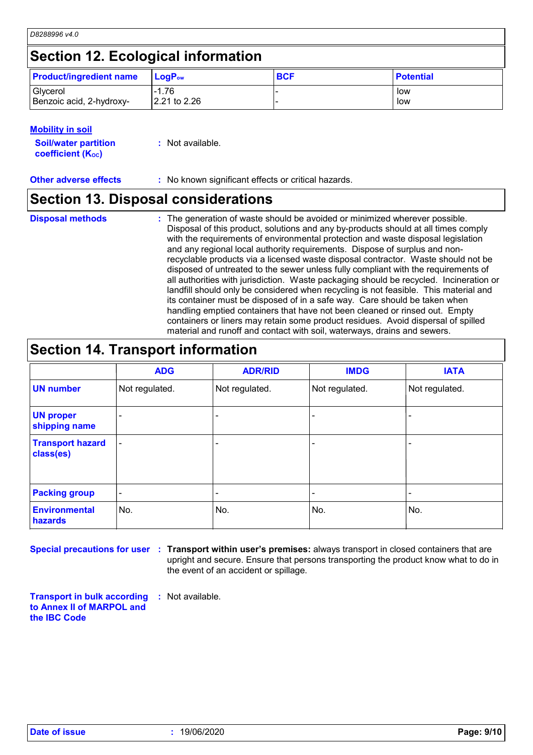## Section 12. Ecological information

| Product/ingredient name | $LogP_{ow}$ | BCF | Potential |
|---|---|---|---|
| Glycerol | -1.76 | - | low |
| Benzoic acid, 2-hydroxy- | 2.21 to 2.26 | - | low |

**Mobility in soil**

**Soil/water partition coefficient ($K_{OC}$)** : Not available.

**Other adverse effects** : No known significant effects or critical hazards.

## Section 13. Disposal considerations

**Disposal methods** : The generation of waste should be avoided or minimized wherever possible. Disposal of this product, solutions and any by-products should at all times comply with the requirements of environmental protection and waste disposal legislation and any regional local authority requirements. Dispose of surplus and non-recyclable products via a licensed waste disposal contractor. Waste should not be disposed of untreated to the sewer unless fully compliant with the requirements of all authorities with jurisdiction. Waste packaging should be recycled. Incineration or landfill should only be considered when recycling is not feasible. This material and its container must be disposed of in a safe way. Care should be taken when handling emptied containers that have not been cleaned or rinsed out. Empty containers or liners may retain some product residues. Avoid dispersal of spilled material and runoff and contact with soil, waterways, drains and sewers.

## Section 14. Transport information

| | ADG | ADR/RID | IMDG | IATA |
|---|---|---|---|---|
| UN number | Not regulated. | Not regulated. | Not regulated. | Not regulated. |
| UN proper shipping name | - | - | - | - |
| Transport hazard class(es) | - | - | - | - |
| Packing group | - | - | - | - |
| Environmental hazards | No. | No. | No. | No. |

**Special precautions for user** : **Transport within user's premises:** always transport in closed containers that are upright and secure. Ensure that persons transporting the product know what to do in the event of an accident or spillage.

**Transport in bulk according to Annex II of MARPOL and the IBC Code** : Not available.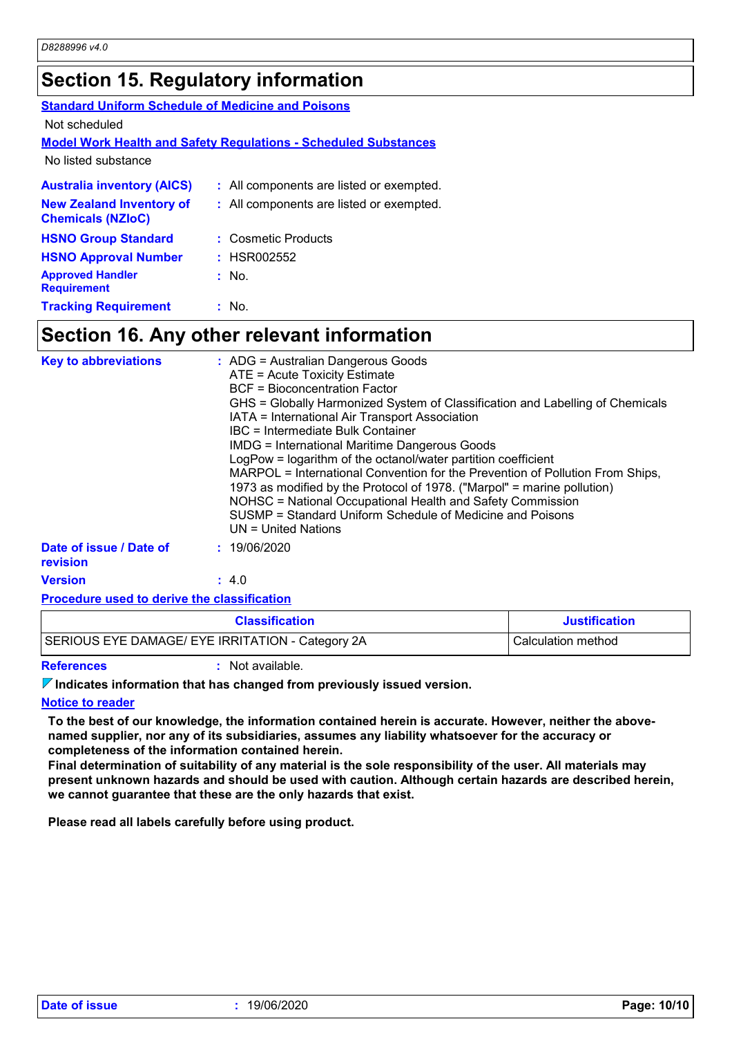## Section 15. Regulatory information

**Standard Uniform Schedule of Medicine and Poisons**

Not scheduled

**Model Work Health and Safety Regulations - Scheduled Substances**

No listed substance

**Australia inventory (AICS)** : All components are listed or exempted.

**New Zealand Inventory of Chemicals (NZIoC)** : All components are listed or exempted.

**HSNO Group Standard** : Cosmetic Products

**HSNO Approval Number** : HSR002552

**Approved Handler Requirement** : No.

**Tracking Requirement** : No.

## Section 16. Any other relevant information

**Key to abbreviations** :
ADG = Australian Dangerous Goods
ATE = Acute Toxicity Estimate
BCF = Bioconcentration Factor
GHS = Globally Harmonized System of Classification and Labelling of Chemicals
IATA = International Air Transport Association
IBC = Intermediate Bulk Container
IMDG = International Maritime Dangerous Goods
LogPow = logarithm of the octanol/water partition coefficient
MARPOL = International Convention for the Prevention of Pollution From Ships, 1973 as modified by the Protocol of 1978. ("Marpol" = marine pollution)
NOHSC = National Occupational Health and Safety Commission
SUSMP = Standard Uniform Schedule of Medicine and Poisons
UN = United Nations

**Date of issue / Date of revision** : 19/06/2020

**Version** : 4.0

**Procedure used to derive the classification**

| Classification | Justification |
|---|---|
| SERIOUS EYE DAMAGE/ EYE IRRITATION - Category 2A | Calculation method |

**References** : Not available.

**Indicates information that has changed from previously issued version.**

**Notice to reader**

**To the best of our knowledge, the information contained herein is accurate. However, neither the above-named supplier, nor any of its subsidiaries, assumes any liability whatsoever for the accuracy or completeness of the information contained herein.**
**Final determination of suitability of any material is the sole responsibility of the user. All materials may present unknown hazards and should be used with caution. Although certain hazards are described herein, we cannot guarantee that these are the only hazards that exist.**

**Please read all labels carefully before using product.**